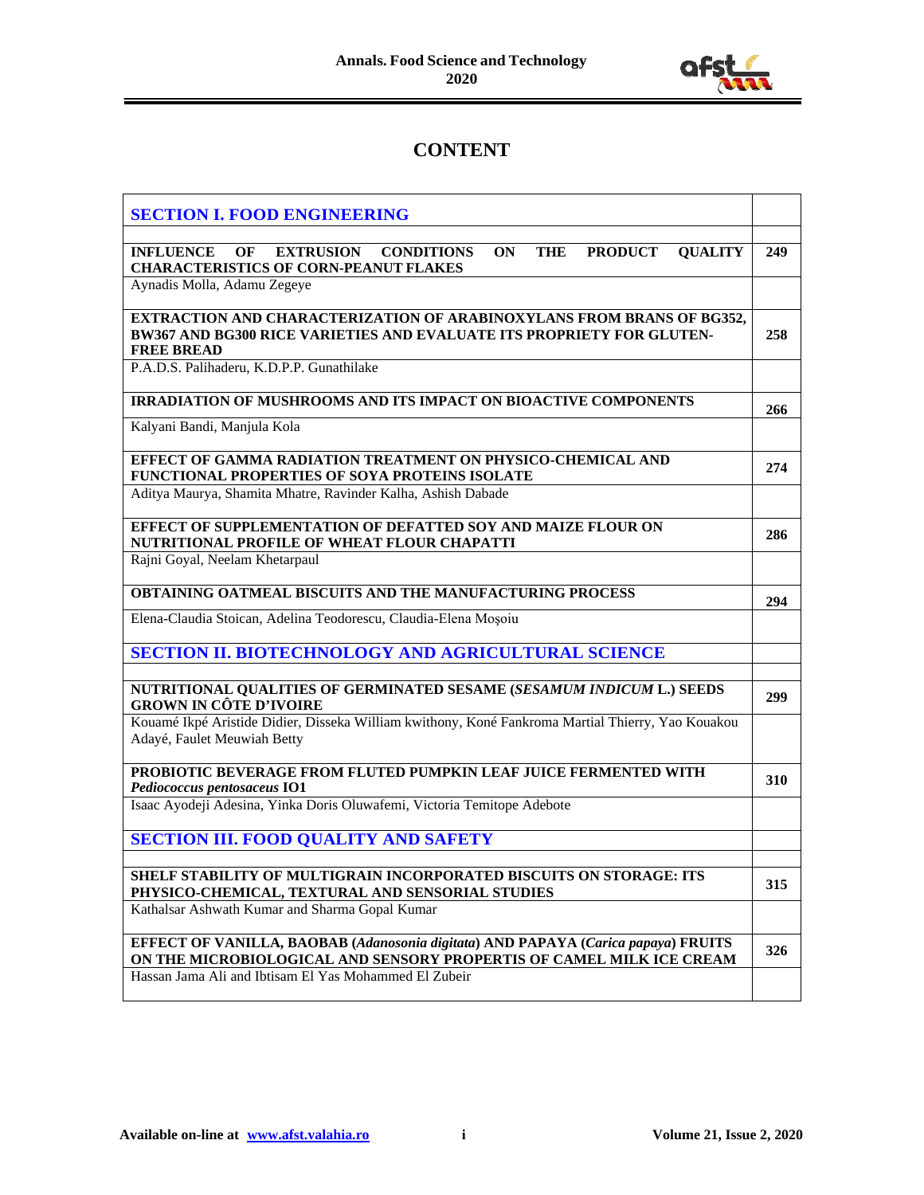# CONTENT

| | |
|---|---|
| **SECTION I. FOOD ENGINEERING** | |
| **INFLUENCE OF EXTRUSION CONDITIONS ON THE PRODUCT QUALITY CHARACTERISTICS OF CORN-PEANUT FLAKES** | **249** |
| Aynadis Molla, Adamu Zegeye | |
| **EXTRACTION AND CHARACTERIZATION OF ARABINOXYLANS FROM BRANS OF BG352, BW367 AND BG300 RICE VARIETIES AND EVALUATE ITS PROPRIETY FOR GLUTEN-FREE BREAD** | **258** |
| P.A.D.S. Palihaderu, K.D.P.P. Gunathilake | |
| **IRRADIATION OF MUSHROOMS AND ITS IMPACT ON BIOACTIVE COMPONENTS** | **266** |
| Kalyani Bandi, Manjula Kola | |
| **EFFECT OF GAMMA RADIATION TREATMENT ON PHYSICO-CHEMICAL AND FUNCTIONAL PROPERTIES OF SOYA PROTEINS ISOLATE** | **274** |
| Aditya Maurya, Shamita Mhatre, Ravinder Kalha, Ashish Dabade | |
| **EFFECT OF SUPPLEMENTATION OF DEFATTED SOY AND MAIZE FLOUR ON NUTRITIONAL PROFILE OF WHEAT FLOUR CHAPATTI** | **286** |
| Rajni Goyal, Neelam Khetarpaul | |
| **OBTAINING OATMEAL BISCUITS AND THE MANUFACTURING PROCESS** | **294** |
| Elena-Claudia Stoican, Adelina Teodorescu, Claudia-Elena Moşoiu | |
| **SECTION II. BIOTECHNOLOGY AND AGRICULTURAL SCIENCE** | |
| **NUTRITIONAL QUALITIES OF GERMINATED SESAME (*SESAMUM INDICUM* L.) SEEDS GROWN IN CÔTE D'IVOIRE** | **299** |
| Kouamé Ikpé Aristide Didier, Disseka William kwithony, Koné Fankroma Martial Thierry, Yao Kouakou Adayé, Faulet Meuwiah Betty | |
| **PROBIOTIC BEVERAGE FROM FLUTED PUMPKIN LEAF JUICE FERMENTED WITH *Pediococcus pentosaceus* IO1** | **310** |
| Isaac Ayodeji Adesina, Yinka Doris Oluwafemi, Victoria Temitope Adebote | |
| **SECTION III. FOOD QUALITY AND SAFETY** | |
| **SHELF STABILITY OF MULTIGRAIN INCORPORATED BISCUITS ON STORAGE: ITS PHYSICO-CHEMICAL, TEXTURAL AND SENSORIAL STUDIES** | **315** |
| Kathalsar Ashwath Kumar and Sharma Gopal Kumar | |
| **EFFECT OF VANILLA, BAOBAB (*Adanosonia digitata*) AND PAPAYA (*Carica papaya*) FRUITS ON THE MICROBIOLOGICAL AND SENSORY PROPERTIS OF CAMEL MILK ICE CREAM** | **326** |
| Hassan Jama Ali and Ibtisam El Yas Mohammed El Zubeir | |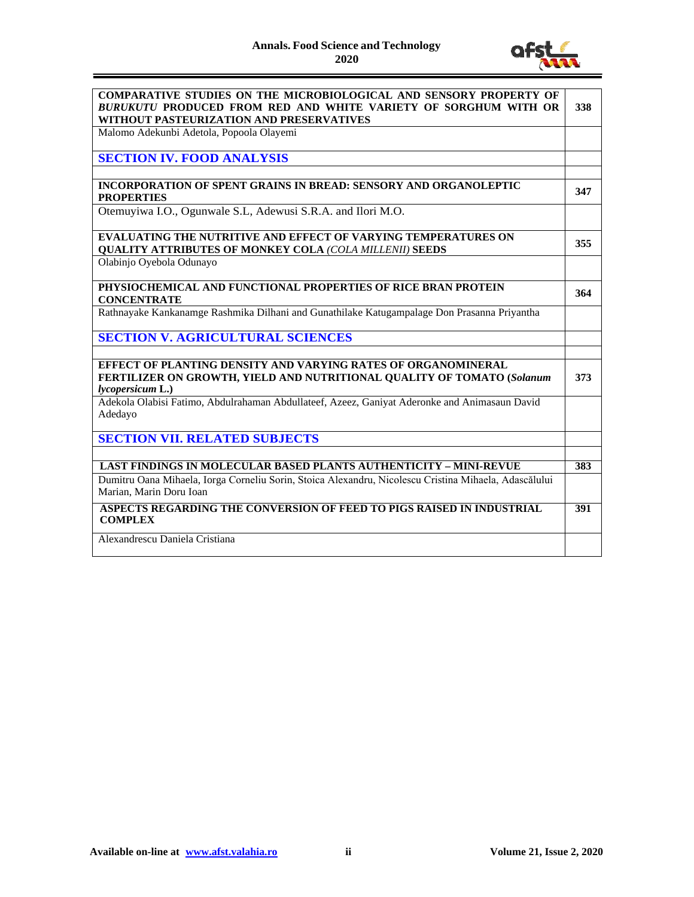| | |
|---|---|
| **COMPARATIVE STUDIES ON THE MICROBIOLOGICAL AND SENSORY PROPERTY OF *BURUKUTU* PRODUCED FROM RED AND WHITE VARIETY OF SORGHUM WITH OR WITHOUT PASTEURIZATION AND PRESERVATIVES** | **338** |
| Malomo Adekunbi Adetola, Popoola Olayemi | |
| **SECTION IV. FOOD ANALYSIS** | |
| | |
| **INCORPORATION OF SPENT GRAINS IN BREAD: SENSORY AND ORGANOLEPTIC PROPERTIES** | **347** |
| Otemuyiwa I.O., Ogunwale S.L, Adewusi S.R.A. and Ilori M.O. | |
| **EVALUATING THE NUTRITIVE AND EFFECT OF VARYING TEMPERATURES ON QUALITY ATTRIBUTES OF MONKEY COLA *(COLA MILLENII)* SEEDS** | **355** |
| Olabinjo Oyebola Odunayo | |
| **PHYSIOCHEMICAL AND FUNCTIONAL PROPERTIES OF RICE BRAN PROTEIN CONCENTRATE** | **364** |
| Rathnayake Kankanamge Rashmika Dilhani and Gunathilake Katugampalage Don Prasanna Priyantha | |
| **SECTION V. AGRICULTURAL SCIENCES** | |
| | |
| **EFFECT OF PLANTING DENSITY AND VARYING RATES OF ORGANOMINERAL FERTILIZER ON GROWTH, YIELD AND NUTRITIONAL QUALITY OF TOMATO (*Solanum lycopersicum* L.)** | **373** |
| Adekola Olabisi Fatimo, Abdulrahaman Abdullateef, Azeez, Ganiyat Aderonke and Animasaun David Adedayo | |
| **SECTION VII. RELATED SUBJECTS** | |
| | |
| **LAST FINDINGS IN MOLECULAR BASED PLANTS AUTHENTICITY – MINI-REVUE** | **383** |
| Dumitru Oana Mihaela, Iorga Corneliu Sorin, Stoica Alexandru, Nicolescu Cristina Mihaela, Adascălului Marian, Marin Doru Ioan | |
| **ASPECTS REGARDING THE CONVERSION OF FEED TO PIGS RAISED IN INDUSTRIAL COMPLEX** | **391** |
| Alexandrescu Daniela Cristiana | |